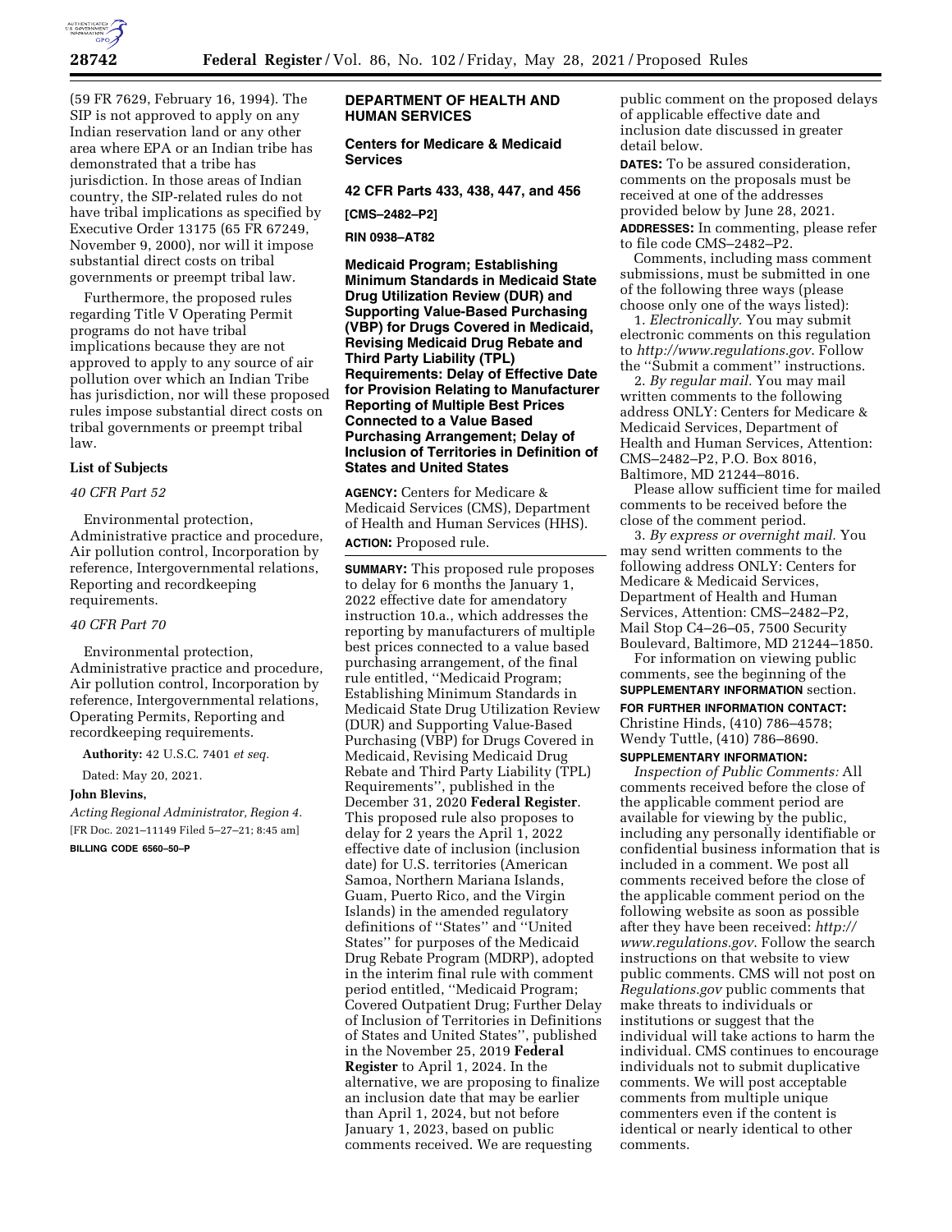(59 FR 7629, February 16, 1994). The SIP is not approved to apply on any Indian reservation land or any other area where EPA or an Indian tribe has demonstrated that a tribe has jurisdiction. In those areas of Indian country, the SIP-related rules do not have tribal implications as specified by Executive Order 13175 (65 FR 67249, November 9, 2000), nor will it impose substantial direct costs on tribal governments or preempt tribal law.

Furthermore, the proposed rules regarding Title V Operating Permit programs do not have tribal implications because they are not approved to apply to any source of air pollution over which an Indian Tribe has jurisdiction, nor will these proposed rules impose substantial direct costs on tribal governments or preempt tribal law.

**List of Subjects**

*40 CFR Part 52*

Environmental protection, Administrative practice and procedure, Air pollution control, Incorporation by reference, Intergovernmental relations, Reporting and recordkeeping requirements.

*40 CFR Part 70*

Environmental protection, Administrative practice and procedure, Air pollution control, Incorporation by reference, Intergovernmental relations, Operating Permits, Reporting and recordkeeping requirements.

**Authority:** 42 U.S.C. 7401 *et seq.*

Dated: May 20, 2021.

**John Blevins,**

*Acting Regional Administrator, Region 4.*

[FR Doc. 2021–11149 Filed 5–27–21; 8:45 am]

**BILLING CODE 6560–50–P**

**DEPARTMENT OF HEALTH AND HUMAN SERVICES**

**Centers for Medicare & Medicaid Services**

**42 CFR Parts 433, 438, 447, and 456**

**[CMS–2482–P2]**

**RIN 0938–AT82**

**Medicaid Program; Establishing Minimum Standards in Medicaid State Drug Utilization Review (DUR) and Supporting Value-Based Purchasing (VBP) for Drugs Covered in Medicaid, Revising Medicaid Drug Rebate and Third Party Liability (TPL) Requirements: Delay of Effective Date for Provision Relating to Manufacturer Reporting of Multiple Best Prices Connected to a Value Based Purchasing Arrangement; Delay of Inclusion of Territories in Definition of States and United States**

**AGENCY:** Centers for Medicare & Medicaid Services (CMS), Department of Health and Human Services (HHS).

**ACTION:** Proposed rule.

**SUMMARY:** This proposed rule proposes to delay for 6 months the January 1, 2022 effective date for amendatory instruction 10.a., which addresses the reporting by manufacturers of multiple best prices connected to a value based purchasing arrangement, of the final rule entitled, ''Medicaid Program; Establishing Minimum Standards in Medicaid State Drug Utilization Review (DUR) and Supporting Value-Based Purchasing (VBP) for Drugs Covered in Medicaid, Revising Medicaid Drug Rebate and Third Party Liability (TPL) Requirements'', published in the December 31, 2020 **Federal Register**. This proposed rule also proposes to delay for 2 years the April 1, 2022 effective date of inclusion (inclusion date) for U.S. territories (American Samoa, Northern Mariana Islands, Guam, Puerto Rico, and the Virgin Islands) in the amended regulatory definitions of ''States'' and ''United States'' for purposes of the Medicaid Drug Rebate Program (MDRP), adopted in the interim final rule with comment period entitled, ''Medicaid Program; Covered Outpatient Drug; Further Delay of Inclusion of Territories in Definitions of States and United States'', published in the November 25, 2019 **Federal Register** to April 1, 2024. In the alternative, we are proposing to finalize an inclusion date that may be earlier than April 1, 2024, but not before January 1, 2023, based on public comments received. We are requesting public comment on the proposed delays of applicable effective date and inclusion date discussed in greater detail below.

**DATES:** To be assured consideration, comments on the proposals must be received at one of the addresses provided below by June 28, 2021.

**ADDRESSES:** In commenting, please refer to file code CMS–2482–P2.

Comments, including mass comment submissions, must be submitted in one of the following three ways (please choose only one of the ways listed):

1. *Electronically.* You may submit electronic comments on this regulation to *http://www.regulations.gov*. Follow the ''Submit a comment'' instructions.

2. *By regular mail.* You may mail written comments to the following address ONLY: Centers for Medicare & Medicaid Services, Department of Health and Human Services, Attention: CMS–2482–P2, P.O. Box 8016, Baltimore, MD 21244–8016.

Please allow sufficient time for mailed comments to be received before the close of the comment period.

3. *By express or overnight mail.* You may send written comments to the following address ONLY: Centers for Medicare & Medicaid Services, Department of Health and Human Services, Attention: CMS–2482–P2, Mail Stop C4–26–05, 7500 Security Boulevard, Baltimore, MD 21244–1850.

For information on viewing public comments, see the beginning of the **SUPPLEMENTARY INFORMATION** section.

**FOR FURTHER INFORMATION CONTACT:** Christine Hinds, (410) 786–4578; Wendy Tuttle, (410) 786–8690.

**SUPPLEMENTARY INFORMATION:**

*Inspection of Public Comments:* All comments received before the close of the applicable comment period are available for viewing by the public, including any personally identifiable or confidential business information that is included in a comment. We post all comments received before the close of the applicable comment period on the following website as soon as possible after they have been received: *http://www.regulations.gov*. Follow the search instructions on that website to view public comments. CMS will not post on *Regulations.gov* public comments that make threats to individuals or institutions or suggest that the individual will take actions to harm the individual. CMS continues to encourage individuals not to submit duplicative comments. We will post acceptable comments from multiple unique commenters even if the content is identical or nearly identical to other comments.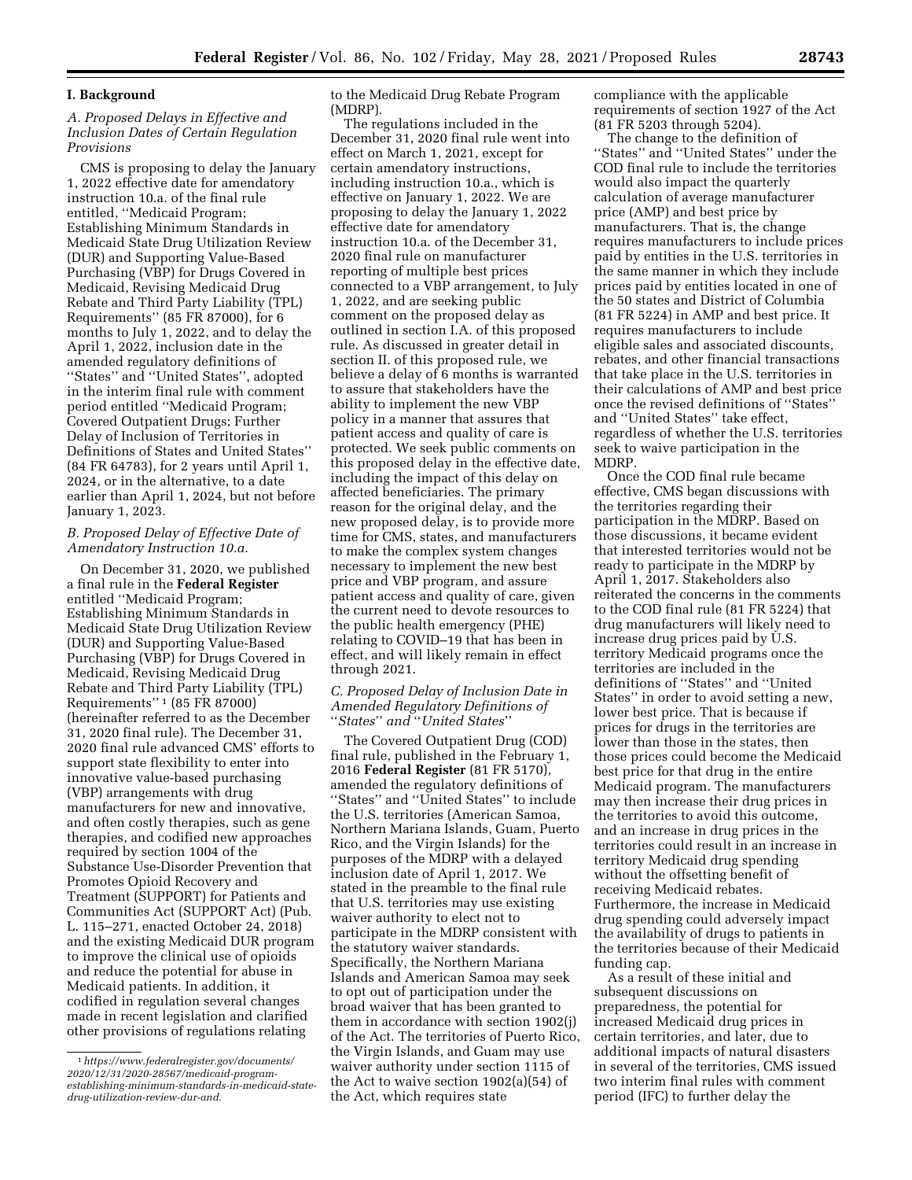## I. Background

### A. Proposed Delays in Effective and Inclusion Dates of Certain Regulation Provisions

CMS is proposing to delay the January 1, 2022 effective date for amendatory instruction 10.a. of the final rule entitled, ''Medicaid Program; Establishing Minimum Standards in Medicaid State Drug Utilization Review (DUR) and Supporting Value-Based Purchasing (VBP) for Drugs Covered in Medicaid, Revising Medicaid Drug Rebate and Third Party Liability (TPL) Requirements'' (85 FR 87000), for 6 months to July 1, 2022, and to delay the April 1, 2022, inclusion date in the amended regulatory definitions of ''States'' and ''United States'', adopted in the interim final rule with comment period entitled ''Medicaid Program; Covered Outpatient Drugs; Further Delay of Inclusion of Territories in Definitions of States and United States'' (84 FR 64783), for 2 years until April 1, 2024, or in the alternative, to a date earlier than April 1, 2024, but not before January 1, 2023.

### B. Proposed Delay of Effective Date of Amendatory Instruction 10.a.

On December 31, 2020, we published a final rule in the **Federal Register** entitled ''Medicaid Program; Establishing Minimum Standards in Medicaid State Drug Utilization Review (DUR) and Supporting Value-Based Purchasing (VBP) for Drugs Covered in Medicaid, Revising Medicaid Drug Rebate and Third Party Liability (TPL) Requirements'' [1] (85 FR 87000) (hereinafter referred to as the December 31, 2020 final rule). The December 31, 2020 final rule advanced CMS' efforts to support state flexibility to enter into innovative value-based purchasing (VBP) arrangements with drug manufacturers for new and innovative, and often costly therapies, such as gene therapies, and codified new approaches required by section 1004 of the Substance Use-Disorder Prevention that Promotes Opioid Recovery and Treatment (SUPPORT) for Patients and Communities Act (SUPPORT Act) (Pub. L. 115–271, enacted October 24, 2018) and the existing Medicaid DUR program to improve the clinical use of opioids and reduce the potential for abuse in Medicaid patients. In addition, it codified in regulation several changes made in recent legislation and clarified other provisions of regulations relating to the Medicaid Drug Rebate Program (MDRP).

The regulations included in the December 31, 2020 final rule went into effect on March 1, 2021, except for certain amendatory instructions, including instruction 10.a., which is effective on January 1, 2022. We are proposing to delay the January 1, 2022 effective date for amendatory instruction 10.a. of the December 31, 2020 final rule on manufacturer reporting of multiple best prices connected to a VBP arrangement, to July 1, 2022, and are seeking public comment on the proposed delay as outlined in section I.A. of this proposed rule. As discussed in greater detail in section II. of this proposed rule, we believe a delay of 6 months is warranted to assure that stakeholders have the ability to implement the new VBP policy in a manner that assures that patient access and quality of care is protected. We seek public comments on this proposed delay in the effective date, including the impact of this delay on affected beneficiaries. The primary reason for the original delay, and the new proposed delay, is to provide more time for CMS, states, and manufacturers to make the complex system changes necessary to implement the new best price and VBP program, and assure patient access and quality of care, given the current need to devote resources to the public health emergency (PHE) relating to COVID–19 that has been in effect, and will likely remain in effect through 2021.

### C. Proposed Delay of Inclusion Date in Amended Regulatory Definitions of ''States'' and ''United States''

The Covered Outpatient Drug (COD) final rule, published in the February 1, 2016 **Federal Register** (81 FR 5170), amended the regulatory definitions of ''States'' and ''United States'' to include the U.S. territories (American Samoa, Northern Mariana Islands, Guam, Puerto Rico, and the Virgin Islands) for the purposes of the MDRP with a delayed inclusion date of April 1, 2017. We stated in the preamble to the final rule that U.S. territories may use existing waiver authority to elect not to participate in the MDRP consistent with the statutory waiver standards. Specifically, the Northern Mariana Islands and American Samoa may seek to opt out of participation under the broad waiver that has been granted to them in accordance with section 1902(j) of the Act. The territories of Puerto Rico, the Virgin Islands, and Guam may use waiver authority under section 1115 of the Act to waive section 1902(a)(54) of the Act, which requires state compliance with the applicable requirements of section 1927 of the Act (81 FR 5203 through 5204).

The change to the definition of ''States'' and ''United States'' under the COD final rule to include the territories would also impact the quarterly calculation of average manufacturer price (AMP) and best price by manufacturers. That is, the change requires manufacturers to include prices paid by entities in the U.S. territories in the same manner in which they include prices paid by entities located in one of the 50 states and District of Columbia (81 FR 5224) in AMP and best price. It requires manufacturers to include eligible sales and associated discounts, rebates, and other financial transactions that take place in the U.S. territories in their calculations of AMP and best price once the revised definitions of ''States'' and ''United States'' take effect, regardless of whether the U.S. territories seek to waive participation in the MDRP.

Once the COD final rule became effective, CMS began discussions with the territories regarding their participation in the MDRP. Based on those discussions, it became evident that interested territories would not be ready to participate in the MDRP by April 1, 2017. Stakeholders also reiterated the concerns in the comments to the COD final rule (81 FR 5224) that drug manufacturers will likely need to increase drug prices paid by U.S. territory Medicaid programs once the territories are included in the definitions of ''States'' and ''United States'' in order to avoid setting a new, lower best price. That is because if prices for drugs in the territories are lower than those in the states, then those prices could become the Medicaid best price for that drug in the entire Medicaid program. The manufacturers may then increase their drug prices in the territories to avoid this outcome, and an increase in drug prices in the territories could result in an increase in territory Medicaid drug spending without the offsetting benefit of receiving Medicaid rebates. Furthermore, the increase in Medicaid drug spending could adversely impact the availability of drugs to patients in the territories because of their Medicaid funding cap.

As a result of these initial and subsequent discussions on preparedness, the potential for increased Medicaid drug prices in certain territories, and later, due to additional impacts of natural disasters in several of the territories, CMS issued two interim final rules with comment period (IFC) to further delay the

[1] *https://www.federalregister.gov/documents/2020/12/31/2020-28567/medicaid-program-establishing-minimum-standards-in-medicaid-state-drug-utilization-review-dur-and.*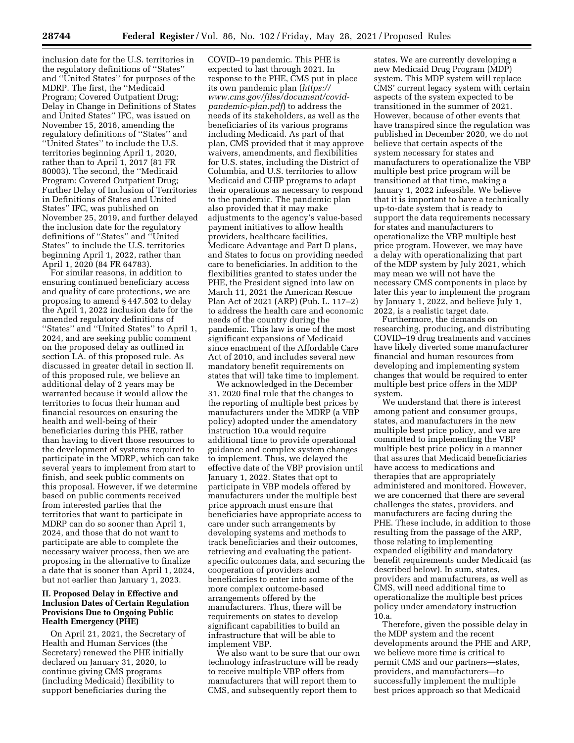inclusion date for the U.S. territories in the regulatory definitions of ''States'' and ''United States'' for purposes of the MDRP. The first, the ''Medicaid Program; Covered Outpatient Drug; Delay in Change in Definitions of States and United States'' IFC, was issued on November 15, 2016, amending the regulatory definitions of ''States'' and ''United States'' to include the U.S. territories beginning April 1, 2020, rather than to April 1, 2017 (81 FR 80003). The second, the ''Medicaid Program; Covered Outpatient Drug; Further Delay of Inclusion of Territories in Definitions of States and United States'' IFC, was published on November 25, 2019, and further delayed the inclusion date for the regulatory definitions of ''States'' and ''United States'' to include the U.S. territories beginning April 1, 2022, rather than April 1, 2020 (84 FR 64783).

For similar reasons, in addition to ensuring continued beneficiary access and quality of care protections, we are proposing to amend § 447.502 to delay the April 1, 2022 inclusion date for the amended regulatory definitions of ''States'' and ''United States'' to April 1, 2024, and are seeking public comment on the proposed delay as outlined in section I.A. of this proposed rule. As discussed in greater detail in section II. of this proposed rule, we believe an additional delay of 2 years may be warranted because it would allow the territories to focus their human and financial resources on ensuring the health and well-being of their beneficiaries during this PHE, rather than having to divert those resources to the development of systems required to participate in the MDRP, which can take several years to implement from start to finish, and seek public comments on this proposal. However, if we determine based on public comments received from interested parties that the territories that want to participate in MDRP can do so sooner than April 1, 2024, and those that do not want to participate are able to complete the necessary waiver process, then we are proposing in the alternative to finalize a date that is sooner than April 1, 2024, but not earlier than January 1, 2023.

## II. Proposed Delay in Effective and Inclusion Dates of Certain Regulation Provisions Due to Ongoing Public Health Emergency (PHE)

On April 21, 2021, the Secretary of Health and Human Services (the Secretary) renewed the PHE initially declared on January 31, 2020, to continue giving CMS programs (including Medicaid) flexibility to support beneficiaries during the COVID–19 pandemic. This PHE is expected to last through 2021. In response to the PHE, CMS put in place its own pandemic plan (*https://www.cms.gov/files/document/covid-pandemic-plan.pdf*) to address the needs of its stakeholders, as well as the beneficiaries of its various programs including Medicaid. As part of that plan, CMS provided that it may approve waivers, amendments, and flexibilities for U.S. states, including the District of Columbia, and U.S. territories to allow Medicaid and CHIP programs to adapt their operations as necessary to respond to the pandemic. The pandemic plan also provided that it may make adjustments to the agency's value-based payment initiatives to allow health providers, healthcare facilities, Medicare Advantage and Part D plans, and States to focus on providing needed care to beneficiaries. In addition to the flexibilities granted to states under the PHE, the President signed into law on March 11, 2021 the American Rescue Plan Act of 2021 (ARP) (Pub. L. 117–2) to address the health care and economic needs of the country during the pandemic. This law is one of the most significant expansions of Medicaid since enactment of the Affordable Care Act of 2010, and includes several new mandatory benefit requirements on states that will take time to implement.

We acknowledged in the December 31, 2020 final rule that the changes to the reporting of multiple best prices by manufacturers under the MDRP (a VBP policy) adopted under the amendatory instruction 10.a would require additional time to provide operational guidance and complex system changes to implement. Thus, we delayed the effective date of the VBP provision until January 1, 2022. States that opt to participate in VBP models offered by manufacturers under the multiple best price approach must ensure that beneficiaries have appropriate access to care under such arrangements by developing systems and methods to track beneficiaries and their outcomes, retrieving and evaluating the patient-specific outcomes data, and securing the cooperation of providers and beneficiaries to enter into some of the more complex outcome-based arrangements offered by the manufacturers. Thus, there will be requirements on states to develop significant capabilities to build an infrastructure that will be able to implement VBP.

We also want to be sure that our own technology infrastructure will be ready to receive multiple VBP offers from manufacturers that will report them to CMS, and subsequently report them to states. We are currently developing a new Medicaid Drug Program (MDP) system. This MDP system will replace CMS' current legacy system with certain aspects of the system expected to be transitioned in the summer of 2021. However, because of other events that have transpired since the regulation was published in December 2020, we do not believe that certain aspects of the system necessary for states and manufacturers to operationalize the VBP multiple best price program will be transitioned at that time, making a January 1, 2022 infeasible. We believe that it is important to have a technically up-to-date system that is ready to support the data requirements necessary for states and manufacturers to operationalize the VBP multiple best price program. However, we may have a delay with operationalizing that part of the MDP system by July 2021, which may mean we will not have the necessary CMS components in place by later this year to implement the program by January 1, 2022, and believe July 1, 2022, is a realistic target date.

Furthermore, the demands on researching, producing, and distributing COVID–19 drug treatments and vaccines have likely diverted some manufacturer financial and human resources from developing and implementing system changes that would be required to enter multiple best price offers in the MDP system.

We understand that there is interest among patient and consumer groups, states, and manufacturers in the new multiple best price policy, and we are committed to implementing the VBP multiple best price policy in a manner that assures that Medicaid beneficiaries have access to medications and therapies that are appropriately administered and monitored. However, we are concerned that there are several challenges the states, providers, and manufacturers are facing during the PHE. These include, in addition to those resulting from the passage of the ARP, those relating to implementing expanded eligibility and mandatory benefit requirements under Medicaid (as described below). In sum, states, providers and manufacturers, as well as CMS, will need additional time to operationalize the multiple best prices policy under amendatory instruction 10.a.

Therefore, given the possible delay in the MDP system and the recent developments around the PHE and ARP, we believe more time is critical to permit CMS and our partners—states, providers, and manufacturers—to successfully implement the multiple best prices approach so that Medicaid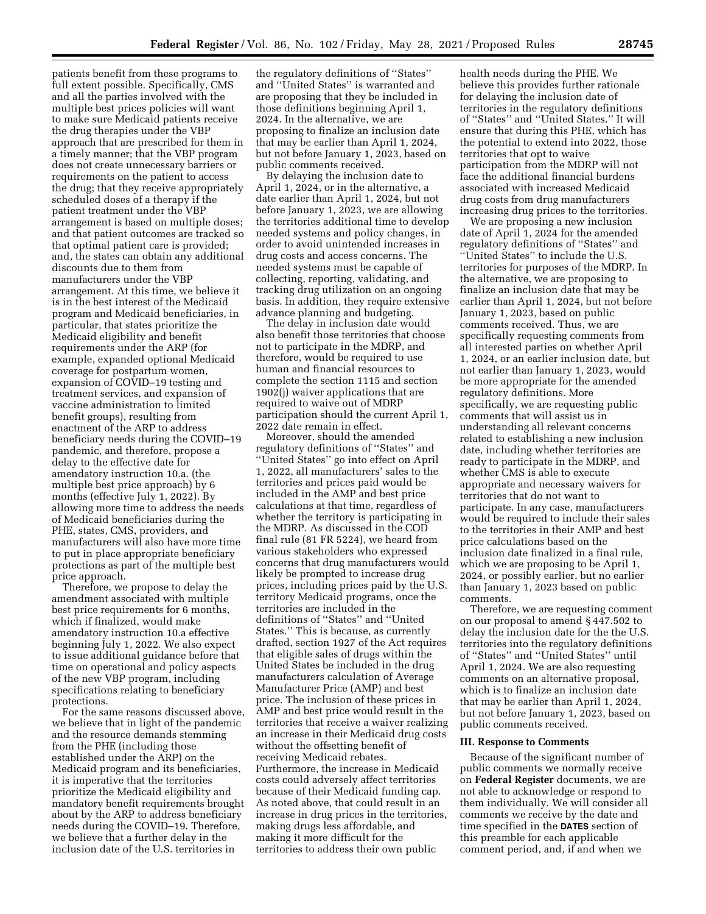patients benefit from these programs to full extent possible. Specifically, CMS and all the parties involved with the multiple best prices policies will want to make sure Medicaid patients receive the drug therapies under the VBP approach that are prescribed for them in a timely manner; that the VBP program does not create unnecessary barriers or requirements on the patient to access the drug; that they receive appropriately scheduled doses of a therapy if the patient treatment under the VBP arrangement is based on multiple doses; and that patient outcomes are tracked so that optimal patient care is provided; and, the states can obtain any additional discounts due to them from manufacturers under the VBP arrangement. At this time, we believe it is in the best interest of the Medicaid program and Medicaid beneficiaries, in particular, that states prioritize the Medicaid eligibility and benefit requirements under the ARP (for example, expanded optional Medicaid coverage for postpartum women, expansion of COVID–19 testing and treatment services, and expansion of vaccine administration to limited benefit groups), resulting from enactment of the ARP to address beneficiary needs during the COVID–19 pandemic, and therefore, propose a delay to the effective date for amendatory instruction 10.a. (the multiple best price approach) by 6 months (effective July 1, 2022). By allowing more time to address the needs of Medicaid beneficiaries during the PHE, states, CMS, providers, and manufacturers will also have more time to put in place appropriate beneficiary protections as part of the multiple best price approach.

Therefore, we propose to delay the amendment associated with multiple best price requirements for 6 months, which if finalized, would make amendatory instruction 10.a effective beginning July 1, 2022. We also expect to issue additional guidance before that time on operational and policy aspects of the new VBP program, including specifications relating to beneficiary protections.

For the same reasons discussed above, we believe that in light of the pandemic and the resource demands stemming from the PHE (including those established under the ARP) on the Medicaid program and its beneficiaries, it is imperative that the territories prioritize the Medicaid eligibility and mandatory benefit requirements brought about by the ARP to address beneficiary needs during the COVID–19. Therefore, we believe that a further delay in the inclusion date of the U.S. territories in the regulatory definitions of ''States'' and ''United States'' is warranted and are proposing that they be included in those definitions beginning April 1, 2024. In the alternative, we are proposing to finalize an inclusion date that may be earlier than April 1, 2024, but not before January 1, 2023, based on public comments received.

By delaying the inclusion date to April 1, 2024, or in the alternative, a date earlier than April 1, 2024, but not before January 1, 2023, we are allowing the territories additional time to develop needed systems and policy changes, in order to avoid unintended increases in drug costs and access concerns. The needed systems must be capable of collecting, reporting, validating, and tracking drug utilization on an ongoing basis. In addition, they require extensive advance planning and budgeting.

The delay in inclusion date would also benefit those territories that choose not to participate in the MDRP, and therefore, would be required to use human and financial resources to complete the section 1115 and section 1902(j) waiver applications that are required to waive out of MDRP participation should the current April 1, 2022 date remain in effect.

Moreover, should the amended regulatory definitions of ''States'' and ''United States'' go into effect on April 1, 2022, all manufacturers' sales to the territories and prices paid would be included in the AMP and best price calculations at that time, regardless of whether the territory is participating in the MDRP. As discussed in the COD final rule (81 FR 5224), we heard from various stakeholders who expressed concerns that drug manufacturers would likely be prompted to increase drug prices, including prices paid by the U.S. territory Medicaid programs, once the territories are included in the definitions of ''States'' and ''United States.'' This is because, as currently drafted, section 1927 of the Act requires that eligible sales of drugs within the United States be included in the drug manufacturers calculation of Average Manufacturer Price (AMP) and best price. The inclusion of these prices in AMP and best price would result in the territories that receive a waiver realizing an increase in their Medicaid drug costs without the offsetting benefit of receiving Medicaid rebates. Furthermore, the increase in Medicaid costs could adversely affect territories because of their Medicaid funding cap. As noted above, that could result in an increase in drug prices in the territories, making drugs less affordable, and making it more difficult for the territories to address their own public health needs during the PHE. We believe this provides further rationale for delaying the inclusion date of territories in the regulatory definitions of ''States'' and ''United States.'' It will ensure that during this PHE, which has the potential to extend into 2022, those territories that opt to waive participation from the MDRP will not face the additional financial burdens associated with increased Medicaid drug costs from drug manufacturers increasing drug prices to the territories.

We are proposing a new inclusion date of April 1, 2024 for the amended regulatory definitions of ''States'' and ''United States'' to include the U.S. territories for purposes of the MDRP. In the alternative, we are proposing to finalize an inclusion date that may be earlier than April 1, 2024, but not before January 1, 2023, based on public comments received. Thus, we are specifically requesting comments from all interested parties on whether April 1, 2024, or an earlier inclusion date, but not earlier than January 1, 2023, would be more appropriate for the amended regulatory definitions. More specifically, we are requesting public comments that will assist us in understanding all relevant concerns related to establishing a new inclusion date, including whether territories are ready to participate in the MDRP, and whether CMS is able to execute appropriate and necessary waivers for territories that do not want to participate. In any case, manufacturers would be required to include their sales to the territories in their AMP and best price calculations based on the inclusion date finalized in a final rule, which we are proposing to be April 1, 2024, or possibly earlier, but no earlier than January 1, 2023 based on public comments.

Therefore, we are requesting comment on our proposal to amend § 447.502 to delay the inclusion date for the the U.S. territories into the regulatory definitions of ''States'' and ''United States'' until April 1, 2024. We are also requesting comments on an alternative proposal, which is to finalize an inclusion date that may be earlier than April 1, 2024, but not before January 1, 2023, based on public comments received.

## III. Response to Comments

Because of the significant number of public comments we normally receive on **Federal Register** documents, we are not able to acknowledge or respond to them individually. We will consider all comments we receive by the date and time specified in the **DATES** section of this preamble for each applicable comment period, and, if and when we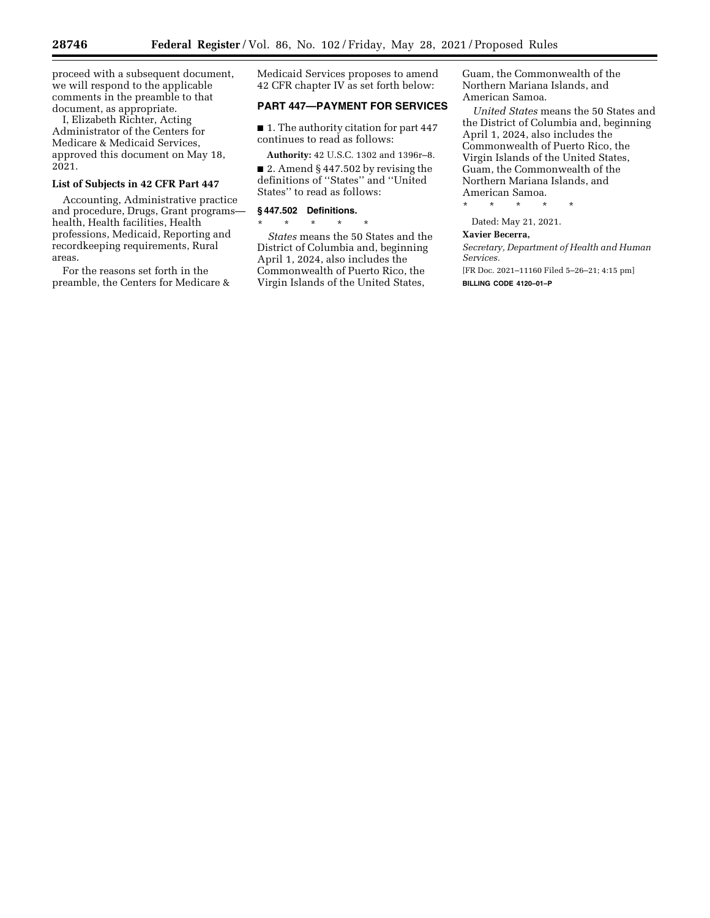proceed with a subsequent document, we will respond to the applicable comments in the preamble to that document, as appropriate.

I, Elizabeth Richter, Acting Administrator of the Centers for Medicare & Medicaid Services, approved this document on May 18, 2021.

**List of Subjects in 42 CFR Part 447**

Accounting, Administrative practice and procedure, Drugs, Grant programs—health, Health facilities, Health professions, Medicaid, Reporting and recordkeeping requirements, Rural areas.

For the reasons set forth in the preamble, the Centers for Medicare & Medicaid Services proposes to amend 42 CFR chapter IV as set forth below:

## PART 447—PAYMENT FOR SERVICES

■ 1. The authority citation for part 447 continues to read as follows:

**Authority:** 42 U.S.C. 1302 and 1396r–8.

■ 2. Amend § 447.502 by revising the definitions of "States" and "United States" to read as follows:

### § 447.502 Definitions.

\* \* \* \* \*

*States* means the 50 States and the District of Columbia and, beginning April 1, 2024, also includes the Commonwealth of Puerto Rico, the Virgin Islands of the United States, Guam, the Commonwealth of the Northern Mariana Islands, and American Samoa.

*United States* means the 50 States and the District of Columbia and, beginning April 1, 2024, also includes the Commonwealth of Puerto Rico, the Virgin Islands of the United States, Guam, the Commonwealth of the Northern Mariana Islands, and American Samoa.

\* \* \* \* \*

Dated: May 21, 2021.

**Xavier Becerra,**

*Secretary, Department of Health and Human Services.*

[FR Doc. 2021–11160 Filed 5–26–21; 4:15 pm]

**BILLING CODE 4120–01–P**